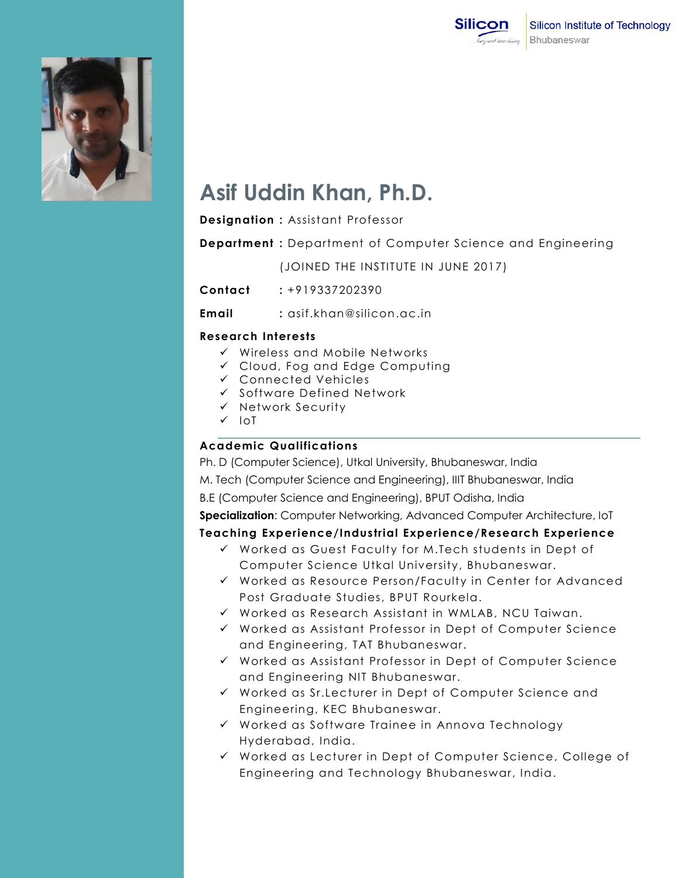Silicon Institute of Technology
Bhubaneswar

# Asif Uddin Khan, Ph.D.

**Designation :** Assistant Professor

**Department :** Department of Computer Science and Engineering

(JOINED THE INSTITUTE IN JUNE 2017)

**Contact :** +919337202390

**Email :** asif.khan@silicon.ac.in

## Research Interests

- ✓ Wireless and Mobile Networks
- ✓ Cloud, Fog and Edge Computing
- ✓ Connected Vehicles
- ✓ Software Defined Network
- ✓ Network Security
- ✓ IoT

## Academic Qualifications

Ph. D (Computer Science), Utkal University, Bhubaneswar, India

M. Tech (Computer Science and Engineering), IIIT Bhubaneswar, India

B.E (Computer Science and Engineering), BPUT Odisha, India

**Specialization**: Computer Networking, Advanced Computer Architecture, IoT

## Teaching Experience/Industrial Experience/Research Experience

- ✓ Worked as Guest Faculty for M.Tech students in Dept of Computer Science Utkal University, Bhubaneswar.
- ✓ Worked as Resource Person/Faculty in Center for Advanced Post Graduate Studies, BPUT Rourkela.
- ✓ Worked as Research Assistant in WMLAB, NCU Taiwan.
- ✓ Worked as Assistant Professor in Dept of Computer Science and Engineering, TAT Bhubaneswar.
- ✓ Worked as Assistant Professor in Dept of Computer Science and Engineering NIT Bhubaneswar.
- ✓ Worked as Sr.Lecturer in Dept of Computer Science and Engineering, KEC Bhubaneswar.
- ✓ Worked as Software Trainee in Annova Technology Hyderabad, India.
- ✓ Worked as Lecturer in Dept of Computer Science, College of Engineering and Technology Bhubaneswar, India.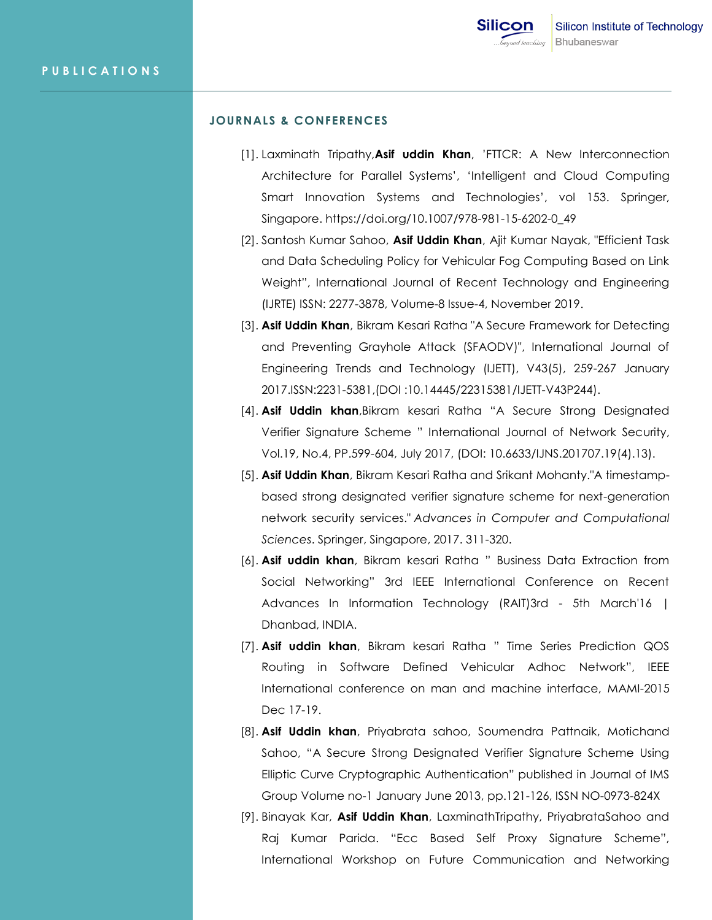## PUBLICATIONS

### JOURNALS & CONFERENCES

[1]. Laxminath Tripathy,**Asif uddin Khan**, 'FTTCR: A New Interconnection Architecture for Parallel Systems', 'Intelligent and Cloud Computing Smart Innovation Systems and Technologies', vol 153. Springer, Singapore. https://doi.org/10.1007/978-981-15-6202-0_49

[2]. Santosh Kumar Sahoo, **Asif Uddin Khan**, Ajit Kumar Nayak, "Efficient Task and Data Scheduling Policy for Vehicular Fog Computing Based on Link Weight", International Journal of Recent Technology and Engineering (IJRTE) ISSN: 2277-3878, Volume-8 Issue-4, November 2019.

[3]. **Asif Uddin Khan**, Bikram Kesari Ratha "A Secure Framework for Detecting and Preventing Grayhole Attack (SFAODV)", International Journal of Engineering Trends and Technology (IJETT), V43(5), 259-267 January 2017.ISSN:2231-5381,(DOI :10.14445/22315381/IJETT-V43P244).

[4]. **Asif Uddin khan**,Bikram kesari Ratha "A Secure Strong Designated Verifier Signature Scheme " International Journal of Network Security, Vol.19, No.4, PP.599-604, July 2017, (DOI: 10.6633/IJNS.201707.19(4).13).

[5]. **Asif Uddin Khan**, Bikram Kesari Ratha and Srikant Mohanty."A timestamp-based strong designated verifier signature scheme for next-generation network security services." *Advances in Computer and Computational Sciences*. Springer, Singapore, 2017. 311-320.

[6]. **Asif uddin khan**, Bikram kesari Ratha " Business Data Extraction from Social Networking" 3rd IEEE International Conference on Recent Advances In Information Technology (RAIT)3rd - 5th March'16 | Dhanbad, INDIA.

[7]. **Asif uddin khan**, Bikram kesari Ratha " Time Series Prediction QOS Routing in Software Defined Vehicular Adhoc Network", IEEE International conference on man and machine interface, MAMI-2015 Dec 17-19.

[8]. **Asif Uddin khan**, Priyabrata sahoo, Soumendra Pattnaik, Motichand Sahoo, "A Secure Strong Designated Verifier Signature Scheme Using Elliptic Curve Cryptographic Authentication" published in Journal of IMS Group Volume no-1 January June 2013, pp.121-126, ISSN NO-0973-824X

[9]. Binayak Kar, **Asif Uddin Khan**, LaxminathTripathy, PriyabrataSahoo and Raj Kumar Parida. "Ecc Based Self Proxy Signature Scheme", International Workshop on Future Communication and Networking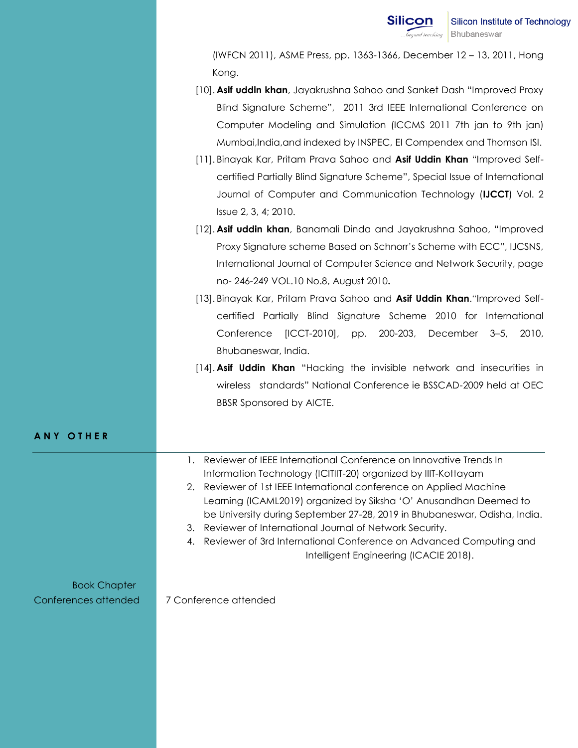(IWFCN 2011), ASME Press, pp. 1363-1366, December 12 – 13, 2011, Hong Kong.

[10]. **Asif uddin khan**, Jayakrushna Sahoo and Sanket Dash "Improved Proxy Blind Signature Scheme", 2011 3rd IEEE International Conference on Computer Modeling and Simulation (ICCMS 2011 7th jan to 9th jan) Mumbai,India,and indexed by INSPEC, EI Compendex and Thomson ISI.

[11]. Binayak Kar, Pritam Prava Sahoo and **Asif Uddin Khan** "Improved Self-certified Partially Blind Signature Scheme", Special Issue of International Journal of Computer and Communication Technology (**IJCCT**) Vol. 2 Issue 2, 3, 4; 2010.

[12]. **Asif uddin khan**, Banamali Dinda and Jayakrushna Sahoo, "Improved Proxy Signature scheme Based on Schnorr's Scheme with ECC", IJCSNS, International Journal of Computer Science and Network Security, page no- 246-249 VOL.10 No.8, August 2010**.**

[13]. Binayak Kar, Pritam Prava Sahoo and **Asif Uddin Khan**."Improved Self-certified Partially Blind Signature Scheme 2010 for International Conference [ICCT-2010], pp. 200-203, December 3–5, 2010, Bhubaneswar, India.

[14]. **Asif Uddin Khan** "Hacking the invisible network and insecurities in wireless standards" National Conference ie BSSCAD-2009 held at OEC BBSR Sponsored by AICTE.

## ANY OTHER

1. Reviewer of IEEE International Conference on Innovative Trends In Information Technology (ICITIIT-20) organized by IIIT-Kottayam
2. Reviewer of 1st IEEE International conference on Applied Machine Learning (ICAML2019) organized by Siksha 'O' Anusandhan Deemed to be University during September 27-28, 2019 in Bhubaneswar, Odisha, India.
3. Reviewer of International Journal of Network Security.
4. Reviewer of 3rd International Conference on Advanced Computing and Intelligent Engineering (ICACIE 2018).

Book Chapter

Conferences attended: 7 Conference attended